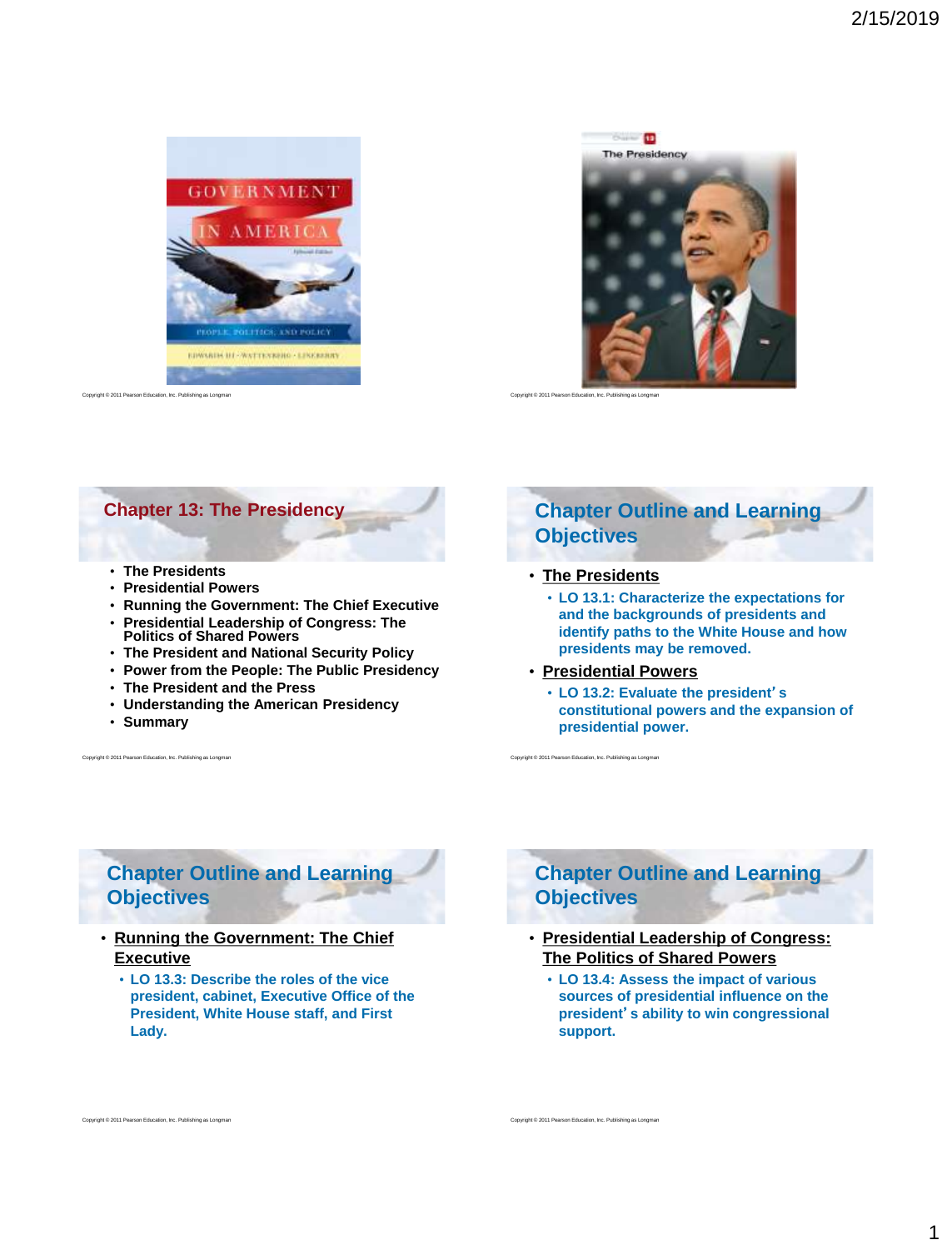## Chapter 13: The Presidency

- The Presidents
- Presidential Powers
- Running the Government: The Chief Executive
- Presidential Leadership of Congress: The Politics of Shared Powers
- The President and National Security Policy
- Power from the People: The Public Presidency
- The President and the Press
- Understanding the American Presidency
- Summary

## Chapter Outline and Learning Objectives

- **The Presidents**
  - LO 13.1: Characterize the expectations for and the backgrounds of presidents and identify paths to the White House and how presidents may be removed.
- **Presidential Powers**
  - LO 13.2: Evaluate the president's constitutional powers and the expansion of presidential power.

## Chapter Outline and Learning Objectives

- **Running the Government: The Chief Executive**
  - LO 13.3: Describe the roles of the vice president, cabinet, Executive Office of the President, White House staff, and First Lady.

## Chapter Outline and Learning Objectives

- **Presidential Leadership of Congress: The Politics of Shared Powers**
  - LO 13.4: Assess the impact of various sources of presidential influence on the president's ability to win congressional support.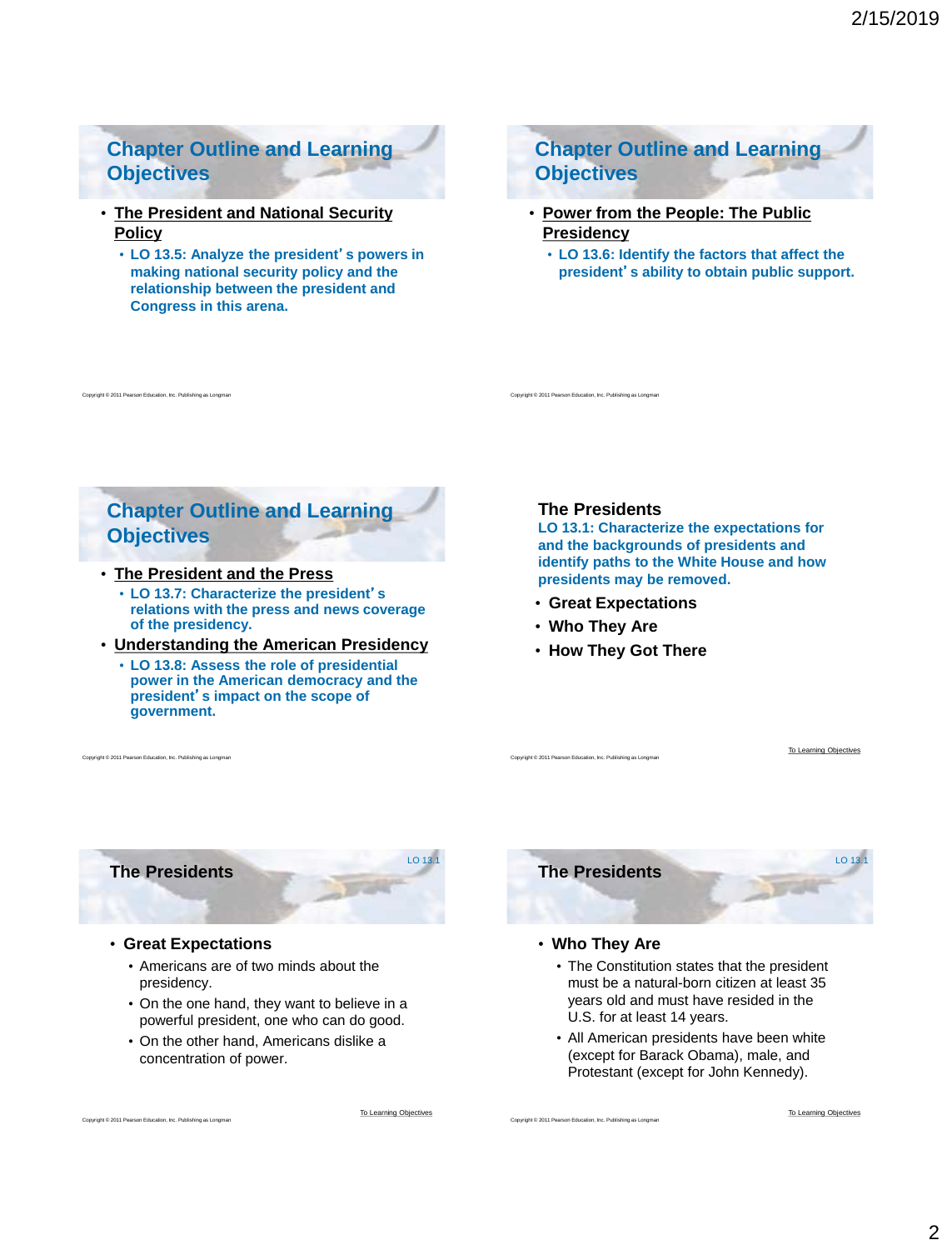## Chapter Outline and Learning Objectives

- **The President and National Security Policy**
  - **LO 13.5: Analyze the president's powers in making national security policy and the relationship between the president and Congress in this arena.**

## Chapter Outline and Learning Objectives

- **Power from the People: The Public Presidency**
  - **LO 13.6: Identify the factors that affect the president's ability to obtain public support.**

## Chapter Outline and Learning Objectives

- **The President and the Press**
  - **LO 13.7: Characterize the president's relations with the press and news coverage of the presidency.**
- **Understanding the American Presidency**
  - **LO 13.8: Assess the role of presidential power in the American democracy and the president's impact on the scope of government.**

## The Presidents

**LO 13.1: Characterize the expectations for and the backgrounds of presidents and identify paths to the White House and how presidents may be removed.**

- **Great Expectations**
- **Who They Are**
- **How They Got There**

## The Presidents

LO 13.1

- **Great Expectations**
  - Americans are of two minds about the presidency.
  - On the one hand, they want to believe in a powerful president, one who can do good.
  - On the other hand, Americans dislike a concentration of power.

## The Presidents

LO 13.1

- **Who They Are**
  - The Constitution states that the president must be a natural-born citizen at least 35 years old and must have resided in the U.S. for at least 14 years.
  - All American presidents have been white (except for Barack Obama), male, and Protestant (except for John Kennedy).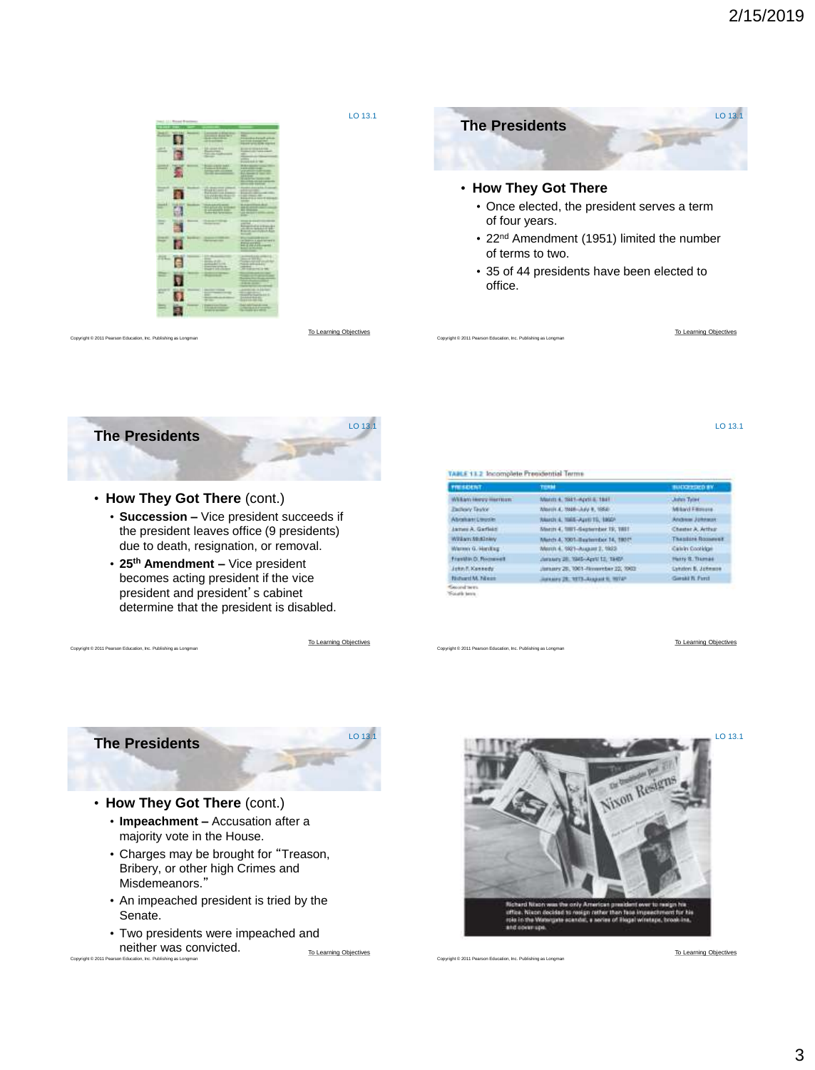LO 13.1

## The Presidents

- **How They Got There**
  - Once elected, the president serves a term of four years.
  - 22nd Amendment (1951) limited the number of terms to two.
  - 35 of 44 presidents have been elected to office.

To Learning Objectives

## The Presidents

- **How They Got There** (cont.)
  - **Succession –** Vice president succeeds if the president leaves office (9 presidents) due to death, resignation, or removal.
  - **25th Amendment –** Vice president becomes acting president if the vice president and president's cabinet determine that the president is disabled.

To Learning Objectives

LO 13.1

**TABLE 13.2** Incomplete Presidential Terms

| PRESIDENT | TERM | SUCCEEDED BY |
|---|---|---|
| William Henry Harrison | March 4, 1841–April 4, 1841 | John Tyler |
| Zachary Taylor | March 4, 1849–July 9, 1850 | Millard Fillmore |
| Abraham Lincoln | March 4, 1865–April 15, 1865ᵃ | Andrew Johnson |
| James A. Garfield | March 4, 1881–September 19, 1881 | Chester A. Arthur |
| William McKinley | March 4, 1901–September 14, 1901ᵃ | Theodore Roosevelt |
| Warren G. Harding | March 4, 1921–August 2, 1923 | Calvin Coolidge |
| Franklin D. Roosevelt | January 20, 1945–April 12, 1945ᵇ | Harry S. Truman |
| John F. Kennedy | January 20, 1961–November 22, 1963 | Lyndon B. Johnson |
| Richard M. Nixon | January 20, 1973–August 9, 1974ᵃ | Gerald R. Ford |

ᵃSecond term.
ᵇFourth term.

To Learning Objectives

## The Presidents

- **How They Got There** (cont.)
  - **Impeachment –** Accusation after a majority vote in the House.
  - Charges may be brought for "Treason, Bribery, or other high Crimes and Misdemeanors."
  - An impeached president is tried by the Senate.
  - Two presidents were impeached and neither was convicted.

To Learning Objectives

LO 13.1

Richard Nixon was the only American president ever to resign his office. Nixon decided to resign rather than face impeachment for his role in the Watergate scandal, a series of illegal wiretaps, break-ins, and cover-ups.

To Learning Objectives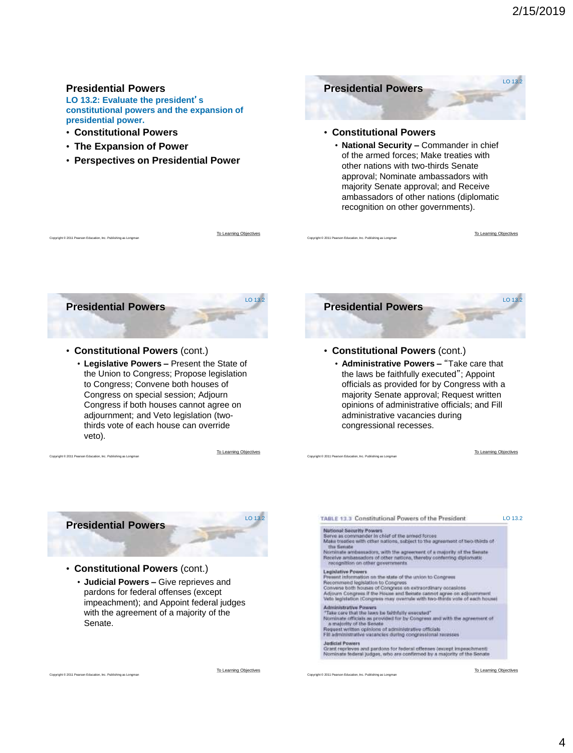## Presidential Powers

**LO 13.2: Evaluate the president's constitutional powers and the expansion of presidential power.**

- **Constitutional Powers**
- **The Expansion of Power**
- **Perspectives on Presidential Power**

To Learning Objectives

## Presidential Powers

LO 13.2

- **Constitutional Powers**
  - **National Security –** Commander in chief of the armed forces; Make treaties with other nations with two-thirds Senate approval; Nominate ambassadors with majority Senate approval; and Receive ambassadors of other nations (diplomatic recognition on other governments).

To Learning Objectives

## Presidential Powers

LO 13.2

- **Constitutional Powers** (cont.)
  - **Legislative Powers –** Present the State of the Union to Congress; Propose legislation to Congress; Convene both houses of Congress on special session; Adjourn Congress if both houses cannot agree on adjournment; and Veto legislation (two-thirds vote of each house can override veto).

To Learning Objectives

## Presidential Powers

LO 13.2

- **Constitutional Powers** (cont.)
  - **Administrative Powers –** "Take care that the laws be faithfully executed"; Appoint officials as provided for by Congress with a majority Senate approval; Request written opinions of administrative officials; and Fill administrative vacancies during congressional recesses.

To Learning Objectives

## Presidential Powers

LO 13.2

- **Constitutional Powers** (cont.)
  - **Judicial Powers –** Give reprieves and pardons for federal offenses (except impeachment); and Appoint federal judges with the agreement of a majority of the Senate.

To Learning Objectives

TABLE 13.3 Constitutional Powers of the President

LO 13.2

| |
|---|
| **National Security Powers**<br>Serve as commander in chief of the armed forces<br>Make treaties with other nations, subject to the agreement of two-thirds of the Senate<br>Nominate ambassadors, with the agreement of a majority of the Senate<br>Receive ambassadors of other nations, thereby conferring diplomatic recognition on other governments |
| **Legislative Powers**<br>Present information on the state of the union to Congress<br>Recommend legislation to Congress<br>Convene both houses of Congress on extraordinary occasions<br>Adjourn Congress if the House and Senate cannot agree on adjournment<br>Veto legislation (Congress may overrule with two-thirds vote of each house) |
| **Administrative Powers**<br>"Take care that the laws be faithfully executed"<br>Nominate officials as provided for by Congress and with the agreement of a majority of the Senate<br>Request written opinions of administrative officials<br>Fill administrative vacancies during congressional recesses |
| **Judicial Powers**<br>Grant reprieves and pardons for federal offenses (except impeachment)<br>Nominate federal judges, who are confirmed by a majority of the Senate |

To Learning Objectives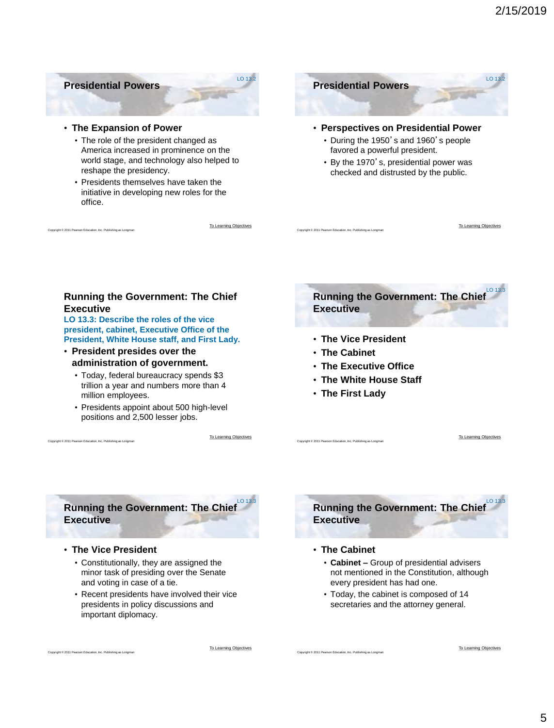## Presidential Powers

LO 13.2

- **The Expansion of Power**
  - The role of the president changed as America increased in prominence on the world stage, and technology also helped to reshape the presidency.
  - Presidents themselves have taken the initiative in developing new roles for the office.

## Presidential Powers

LO 13.2

- **Perspectives on Presidential Power**
  - During the 1950's and 1960's people favored a powerful president.
  - By the 1970's, presidential power was checked and distrusted by the public.

## Running the Government: The Chief Executive

**LO 13.3: Describe the roles of the vice president, cabinet, Executive Office of the President, White House staff, and First Lady.**

- **President presides over the administration of government.**
  - Today, federal bureaucracy spends $3 trillion a year and numbers more than 4 million employees.
  - Presidents appoint about 500 high-level positions and 2,500 lesser jobs.

## Running the Government: The Chief Executive

LO 13.3

- **The Vice President**
- **The Cabinet**
- **The Executive Office**
- **The White House Staff**
- **The First Lady**

## Running the Government: The Chief Executive

LO 13.3

- **The Vice President**
  - Constitutionally, they are assigned the minor task of presiding over the Senate and voting in case of a tie.
  - Recent presidents have involved their vice presidents in policy discussions and important diplomacy.

## Running the Government: The Chief Executive

LO 13.3

- **The Cabinet**
  - **Cabinet –** Group of presidential advisers not mentioned in the Constitution, although every president has had one.
  - Today, the cabinet is composed of 14 secretaries and the attorney general.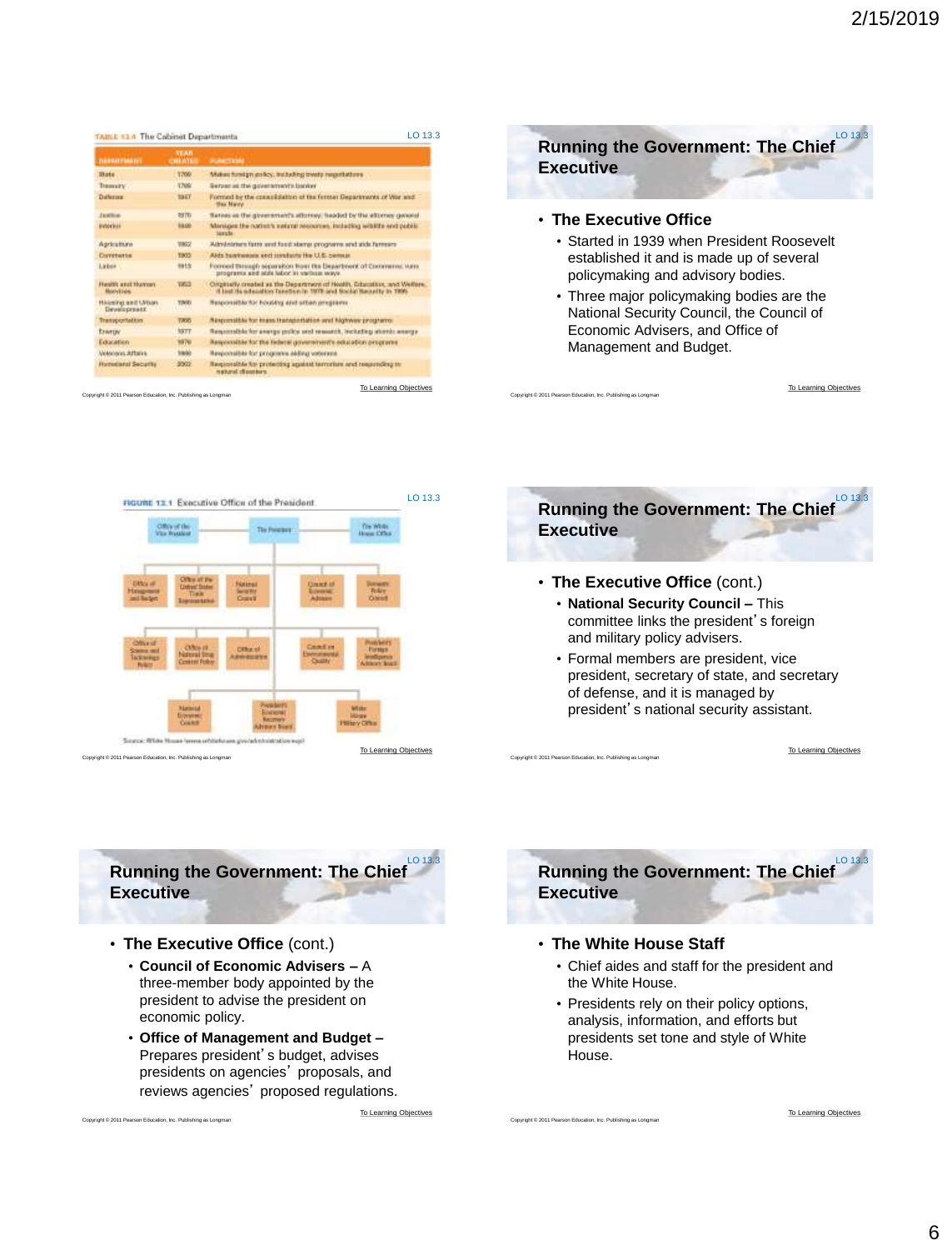LO 13.3

TABLE 13.4 The Cabinet Departments

| DEPARTMENT | YEAR CREATED | FUNCTION |
|---|---|---|
| State | 1789 | Makes foreign policy, including treaty negotiations |
| Treasury | 1789 | Serves as the government's banker |
| Defense | 1947 | Formed by the consolidation of the former Departments of War and the Navy |
| Justice | 1870 | Serves as the government's attorney; headed by the attorney general |
| Interior | 1849 | Manages the nation's natural resources, including wildlife and public lands |
| Agriculture | 1862 | Administers farm and food stamp programs and aids farmers |
| Commerce | 1903 | Aids businesses and conducts the U.S. census |
| Labor | 1913 | Formed through separation from the Department of Commerce; runs programs and aids labor in various ways |
| Health and Human Services | 1953 | Originally created as the Department of Health, Education, and Welfare; it lost its education function in 1979 and Social Security in 1995 |
| Housing and Urban Development | 1965 | Responsible for housing and urban programs |
| Transportation | 1966 | Responsible for mass transportation and highway programs |
| Energy | 1977 | Responsible for energy policy and research, including atomic energy |
| Education | 1979 | Responsible for the federal government's education programs |
| Veterans Affairs | 1989 | Responsible for programs aiding veterans |
| Homeland Security | 2002 | Responsible for protecting against terrorism and responding to natural disasters |

Copyright © 2011 Pearson Education, Inc. Publishing as Longman

To Learning Objectives

## Running the Government: The Chief Executive

LO 13.3

- **The Executive Office**
  - Started in 1939 when President Roosevelt established it and is made up of several policymaking and advisory bodies.
  - Three major policymaking bodies are the National Security Council, the Council of Economic Advisers, and Office of Management and Budget.

Copyright © 2011 Pearson Education, Inc. Publishing as Longman

To Learning Objectives

LO 13.3

FIGURE 13.1 Executive Office of the President

Office of the Vice President; The President; The White House Office; Office of Management and Budget; Office of the United States Trade Representative; National Security Council; Council of Economic Advisers; Domestic Policy Council; Office of Science and Technology Policy; Office of National Drug Control Policy; Office of Administration; Council on Environmental Quality; President's Foreign Intelligence Advisory Board; National Economic Council; President's Economic Recovery Advisory Board; White House Military Office

Source: White House (www.whitehouse.gov/administration/eop)

Copyright © 2011 Pearson Education, Inc. Publishing as Longman

To Learning Objectives

## Running the Government: The Chief Executive

LO 13.3

- **The Executive Office** (cont.)
  - **National Security Council –** This committee links the president's foreign and military policy advisers.
  - Formal members are president, vice president, secretary of state, and secretary of defense, and it is managed by president's national security assistant.

Copyright © 2011 Pearson Education, Inc. Publishing as Longman

To Learning Objectives

## Running the Government: The Chief Executive

LO 13.3

- **The Executive Office** (cont.)
  - **Council of Economic Advisers –** A three-member body appointed by the president to advise the president on economic policy.
  - **Office of Management and Budget –** Prepares president's budget, advises presidents on agencies' proposals, and reviews agencies' proposed regulations.

Copyright © 2011 Pearson Education, Inc. Publishing as Longman

To Learning Objectives

## Running the Government: The Chief Executive

LO 13.3

- **The White House Staff**
  - Chief aides and staff for the president and the White House.
  - Presidents rely on their policy options, analysis, information, and efforts but presidents set tone and style of White House.

Copyright © 2011 Pearson Education, Inc. Publishing as Longman

To Learning Objectives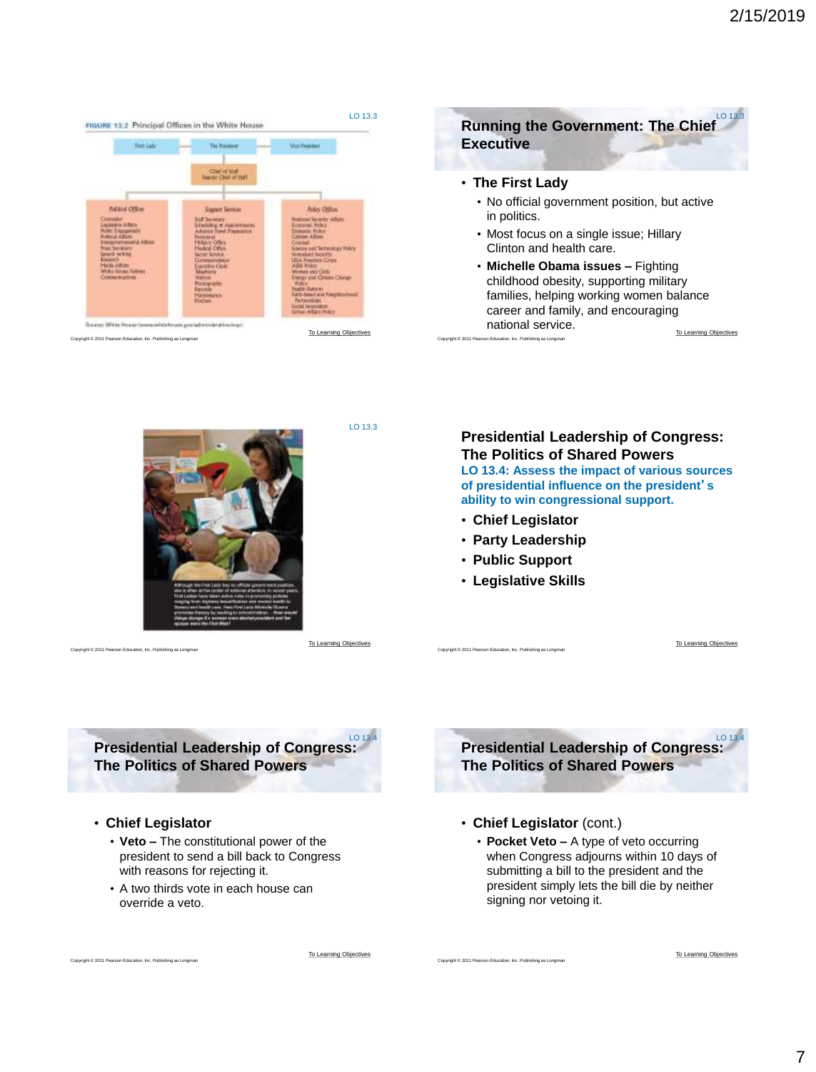LO 13.3

**FIGURE 13.2** Principal Offices in the White House

| First Lady | The President | Vice President |
| --- | --- | --- |
| | Chief of Staff / Deputy Chief of Staff | |
| Political Offices | Support Services | Policy Offices |

To Learning Objectives

## Running the Government: The Chief Executive

LO 13.3

- **The First Lady**
  - No official government position, but active in politics.
  - Most focus on a single issue; Hillary Clinton and health care.
  - **Michelle Obama issues –** Fighting childhood obesity, supporting military families, helping working women balance career and family, and encouraging national service.

To Learning Objectives

LO 13.3

To Learning Objectives

## Presidential Leadership of Congress: The Politics of Shared Powers

**LO 13.4: Assess the impact of various sources of presidential influence on the president's ability to win congressional support.**

- **Chief Legislator**
- **Party Leadership**
- **Public Support**
- **Legislative Skills**

To Learning Objectives

## Presidential Leadership of Congress: The Politics of Shared Powers

LO 13.4

- **Chief Legislator**
  - **Veto –** The constitutional power of the president to send a bill back to Congress with reasons for rejecting it.
  - A two thirds vote in each house can override a veto.

To Learning Objectives

## Presidential Leadership of Congress: The Politics of Shared Powers

LO 13.4

- **Chief Legislator** (cont.)
  - **Pocket Veto –** A type of veto occurring when Congress adjourns within 10 days of submitting a bill to the president and the president simply lets the bill die by neither signing nor vetoing it.

To Learning Objectives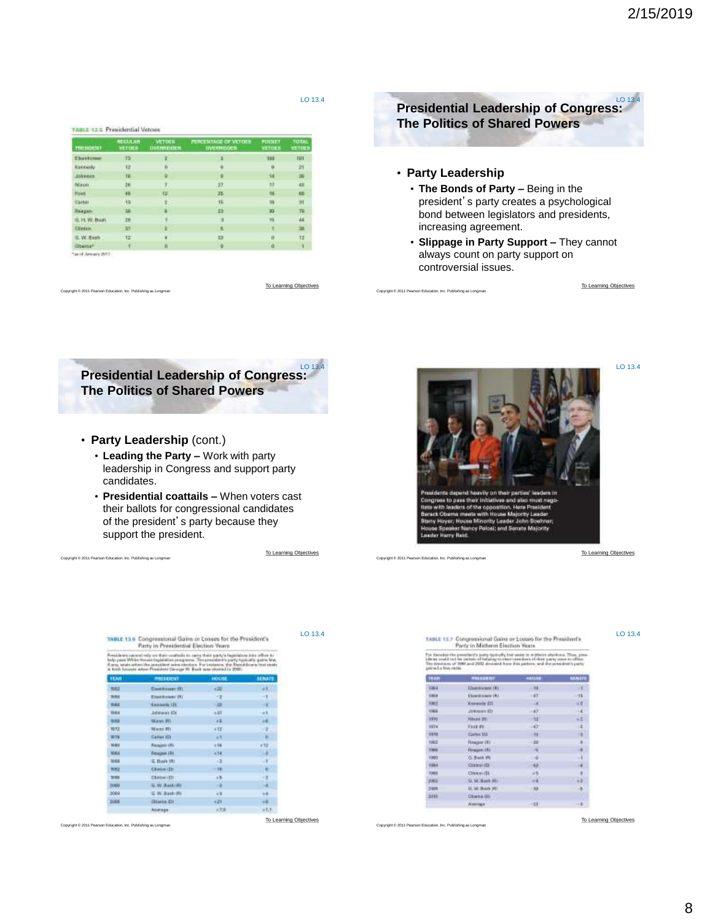**TABLE 13.5** Presidential Vetoes

| PRESIDENT | REGULAR VETOES | VETOES OVERRIDDEN | PERCENTAGE OF VETOES OVERRIDDEN | POCKET VETOES | TOTAL VETOES |
|---|---|---|---|---|---|
| Eisenhower | 73 | 2 | 3 | 108 | 181 |
| Kennedy | 12 | 0 | 0 | 9 | 21 |
| Johnson | 16 | 0 | 0 | 14 | 30 |
| Nixon | 26 | 7 | 27 | 17 | 43 |
| Ford | 48 | 12 | 25 | 18 | 66 |
| Carter | 13 | 2 | 15 | 18 | 31 |
| Reagan | 39 | 9 | 23 | 39 | 78 |
| G. H. W. Bush | 29 | 1 | 3 | 15 | 44 |
| Clinton | 37 | 2 | 5 | 1 | 38 |
| G. W. Bush | 12 | 4 | 33 | 0 | 12 |
| Obama* | 1 | 0 | 0 | 0 | 1 |

*as of January 2011

## Presidential Leadership of Congress: The Politics of Shared Powers

- **Party Leadership**
  - **The Bonds of Party –** Being in the president's party creates a psychological bond between legislators and presidents, increasing agreement.
  - **Slippage in Party Support –** They cannot always count on party support on controversial issues.

## Presidential Leadership of Congress: The Politics of Shared Powers

- **Party Leadership** (cont.)
  - **Leading the Party –** Work with party leadership in Congress and support party candidates.
  - **Presidential coattails –** When voters cast their ballots for congressional candidates of the president's party because they support the president.

Presidents depend heavily on their parties' leaders in Congress to pass their initiatives and also must negotiate with leaders of the opposition. Here President Barack Obama meets with House Majority Leader Steny Hoyer; House Minority Leader John Boehner; House Speaker Nancy Pelosi; and Senate Majority Leader Harry Reid.

**TABLE 13.6** Congressional Gains or Losses for the President's Party in Presidential Election Years

Presidents cannot rely on their coattails to carry their party's legislators into office to help pass White House legislative programs. The president's party typically gains few, if any, seats when the president wins election. For instance, the Republicans lost seats in both houses when President George W. Bush was elected in 2000.

| YEAR | PRESIDENT | HOUSE | SENATE |
|---|---|---|---|
| 1952 | Eisenhower (R) | +22 | +1 |
| 1956 | Eisenhower (R) | -2 | -1 |
| 1960 | Kennedy (D) | -22 | -2 |
| 1964 | Johnson (D) | +37 | +1 |
| 1968 | Nixon (R) | +5 | +6 |
| 1972 | Nixon (R) | +12 | -2 |
| 1976 | Carter (D) | +1 | 0 |
| 1980 | Reagan (R) | +34 | +12 |
| 1984 | Reagan (R) | +14 | -2 |
| 1988 | G. Bush (R) | -3 | -1 |
| 1992 | Clinton (D) | -10 | 0 |
| 1996 | Clinton (D) | +9 | -2 |
| 2000 | G. W. Bush (R) | -2 | -4 |
| 2004 | G. W. Bush (R) | +3 | +4 |
| 2008 | Obama (D) | +21 | +8 |
| | Average | +7.9 | +1.1 |

**TABLE 13.7** Congressional Gains or Losses for the President's Party in Midterm Election Years

For decades the president's party typically lost seats in midterm elections. Thus, presidents could not be certain of helping to elect members of their party once in office. The elections of 1998 and 2002 deviated from this pattern, and the president's party gained a few seats.

| YEAR | PRESIDENT | HOUSE | SENATE |
|---|---|---|---|
| 1954 | Eisenhower (R) | -18 | -1 |
| 1958 | Eisenhower (R) | -47 | -13 |
| 1962 | Kennedy (D) | -4 | +3 |
| 1966 | Johnson (D) | -47 | -4 |
| 1970 | Nixon (R) | -12 | +2 |
| 1974 | Ford (R) | -47 | -5 |
| 1978 | Carter (D) | -15 | -3 |
| 1982 | Reagan (R) | -26 | 0 |
| 1986 | Reagan (R) | -5 | -8 |
| 1990 | G. Bush (R) | -8 | -1 |
| 1994 | Clinton (D) | -52 | -8 |
| 1998 | Clinton (D) | +5 | 0 |
| 2002 | G. W. Bush (R) | +6 | +2 |
| 2006 | G. W. Bush (R) | -30 | -6 |
| 2010 | Obama (D) | | |
| | Average | -22 | -3 |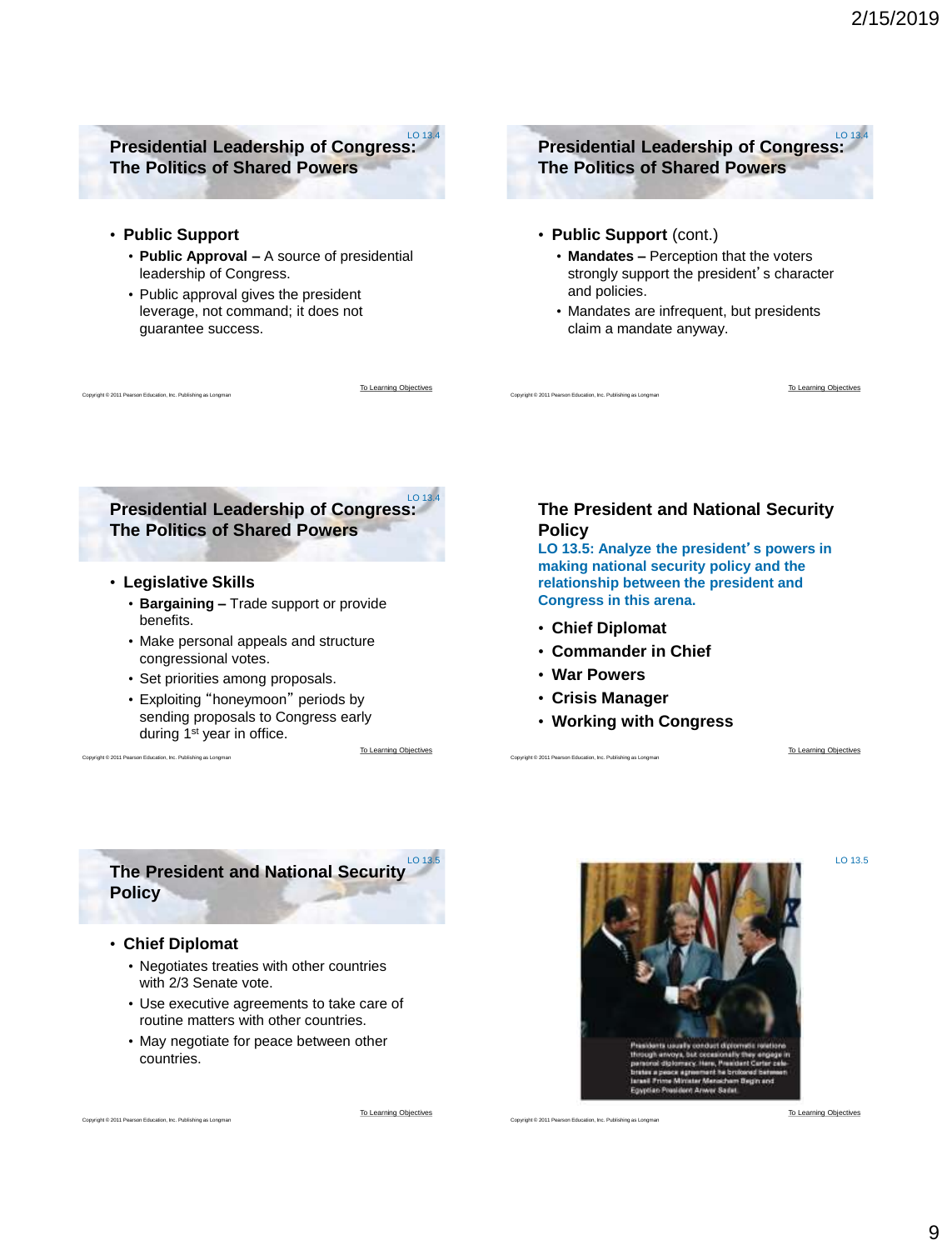## Presidential Leadership of Congress: The Politics of Shared Powers

LO 13.4

- **Public Support**
  - **Public Approval –** A source of presidential leadership of Congress.
  - Public approval gives the president leverage, not command; it does not guarantee success.

## Presidential Leadership of Congress: The Politics of Shared Powers

LO 13.4

- **Public Support** (cont.)
  - **Mandates –** Perception that the voters strongly support the president's character and policies.
  - Mandates are infrequent, but presidents claim a mandate anyway.

## Presidential Leadership of Congress: The Politics of Shared Powers

LO 13.4

- **Legislative Skills**
  - **Bargaining –** Trade support or provide benefits.
  - Make personal appeals and structure congressional votes.
  - Set priorities among proposals.
  - Exploiting "honeymoon" periods by sending proposals to Congress early during 1st year in office.

## The President and National Security Policy

**LO 13.5: Analyze the president's powers in making national security policy and the relationship between the president and Congress in this arena.**

- **Chief Diplomat**
- **Commander in Chief**
- **War Powers**
- **Crisis Manager**
- **Working with Congress**

## The President and National Security Policy

LO 13.5

- **Chief Diplomat**
  - Negotiates treaties with other countries with 2/3 Senate vote.
  - Use executive agreements to take care of routine matters with other countries.
  - May negotiate for peace between other countries.

LO 13.5

Presidents usually conduct diplomatic relations through envoys, but occasionally they engage in personal diplomacy. Here, President Carter celebrates a peace agreement he brokered between Israeli Prime Minister Menachem Begin and Egyptian President Anwar Sadat.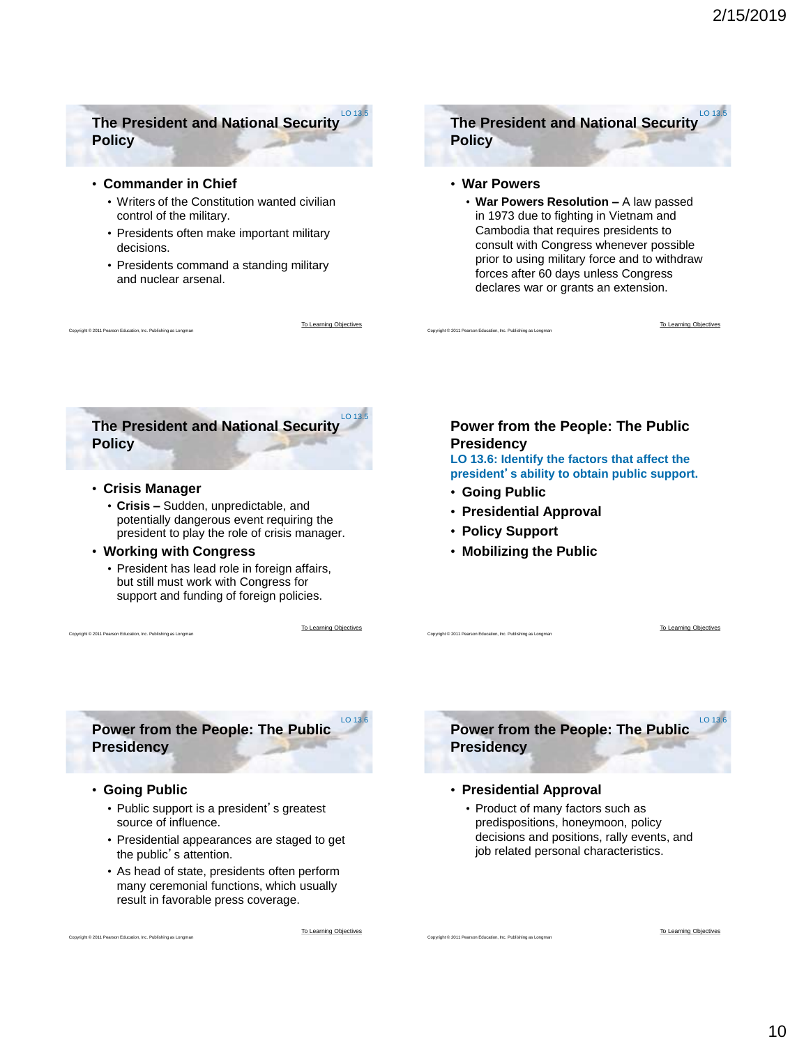## The President and National Security Policy

LO 13.5

- **Commander in Chief**
  - Writers of the Constitution wanted civilian control of the military.
  - Presidents often make important military decisions.
  - Presidents command a standing military and nuclear arsenal.

Copyright © 2011 Pearson Education, Inc. Publishing as Longman

To Learning Objectives

## The President and National Security Policy

LO 13.5

- **War Powers**
  - **War Powers Resolution –** A law passed in 1973 due to fighting in Vietnam and Cambodia that requires presidents to consult with Congress whenever possible prior to using military force and to withdraw forces after 60 days unless Congress declares war or grants an extension.

Copyright © 2011 Pearson Education, Inc. Publishing as Longman

To Learning Objectives

## The President and National Security Policy

LO 13.5

- **Crisis Manager**
  - **Crisis –** Sudden, unpredictable, and potentially dangerous event requiring the president to play the role of crisis manager.
- **Working with Congress**
  - President has lead role in foreign affairs, but still must work with Congress for support and funding of foreign policies.

Copyright © 2011 Pearson Education, Inc. Publishing as Longman

To Learning Objectives

## Power from the People: The Public Presidency

**LO 13.6: Identify the factors that affect the president's ability to obtain public support.**

- **Going Public**
- **Presidential Approval**
- **Policy Support**
- **Mobilizing the Public**

Copyright © 2011 Pearson Education, Inc. Publishing as Longman

To Learning Objectives

## Power from the People: The Public Presidency

LO 13.6

- **Going Public**
  - Public support is a president's greatest source of influence.
  - Presidential appearances are staged to get the public's attention.
  - As head of state, presidents often perform many ceremonial functions, which usually result in favorable press coverage.

Copyright © 2011 Pearson Education, Inc. Publishing as Longman

To Learning Objectives

## Power from the People: The Public Presidency

LO 13.6

- **Presidential Approval**
  - Product of many factors such as predispositions, honeymoon, policy decisions and positions, rally events, and job related personal characteristics.

Copyright © 2011 Pearson Education, Inc. Publishing as Longman

To Learning Objectives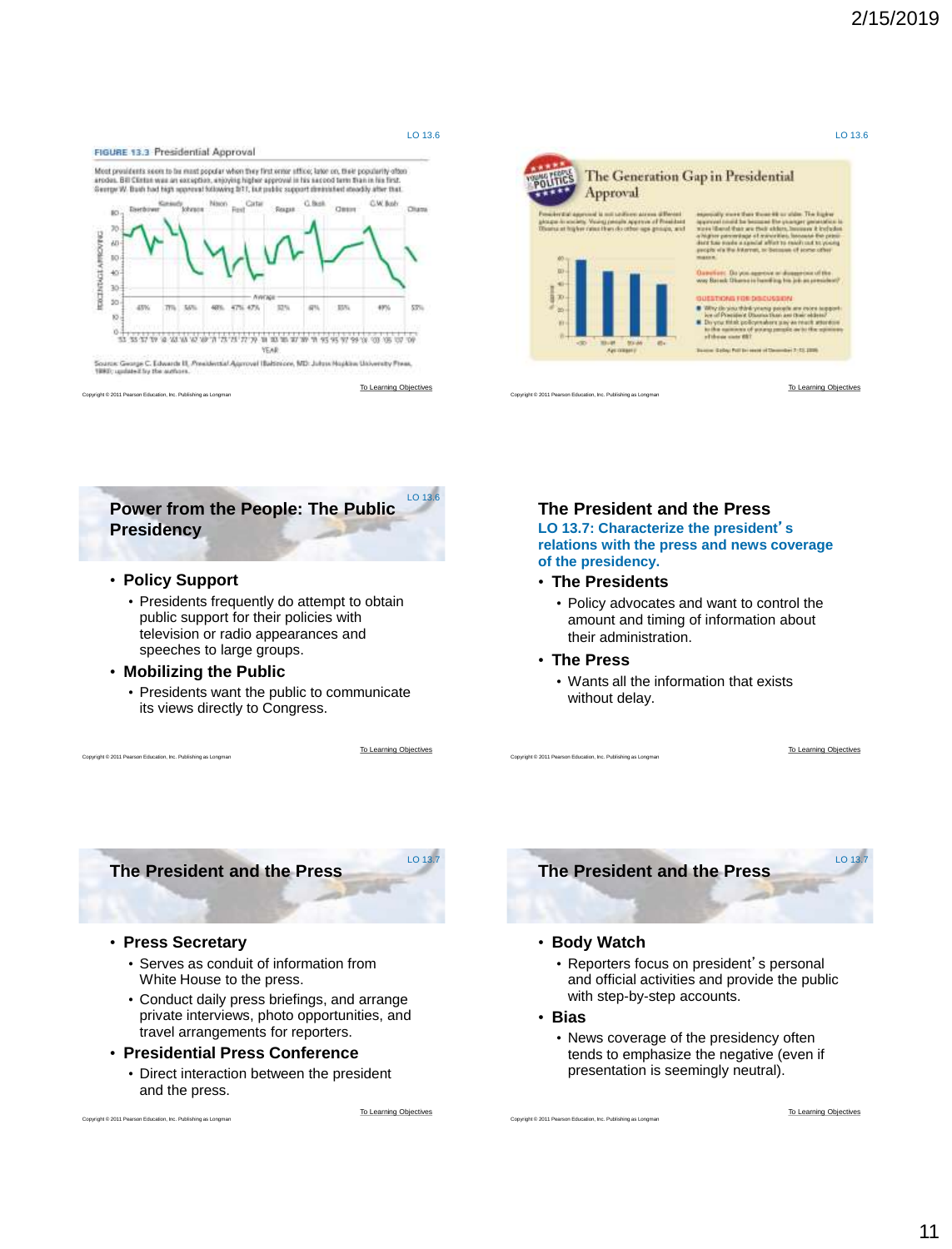LO 13.6

**FIGURE 13.3** Presidential Approval

Most presidents seem to be most popular when they first enter office; later on, their popularity often erodes. Bill Clinton was an exception, enjoying higher approval in his second term than in his first. George W. Bush had high approval following 9/11, but public support diminished steadily after that.

Source: George C. Edwards III, *Presidential Approval* (Baltimore, MD: Johns Hopkins University Press, 1990); updated by the authors.

LO 13.6

**The Generation Gap in Presidential Approval**

## Power from the People: The Public Presidency

LO 13.6

- **Policy Support**
  - Presidents frequently do attempt to obtain public support for their policies with television or radio appearances and speeches to large groups.
- **Mobilizing the Public**
  - Presidents want the public to communicate its views directly to Congress.

## The President and the Press

**LO 13.7: Characterize the president's relations with the press and news coverage of the presidency.**

- **The Presidents**
  - Policy advocates and want to control the amount and timing of information about their administration.
- **The Press**
  - Wants all the information that exists without delay.

## The President and the Press

LO 13.7

- **Press Secretary**
  - Serves as conduit of information from White House to the press.
  - Conduct daily press briefings, and arrange private interviews, photo opportunities, and travel arrangements for reporters.
- **Presidential Press Conference**
  - Direct interaction between the president and the press.

## The President and the Press

LO 13.7

- **Body Watch**
  - Reporters focus on president's personal and official activities and provide the public with step-by-step accounts.
- **Bias**
  - News coverage of the presidency often tends to emphasize the negative (even if presentation is seemingly neutral).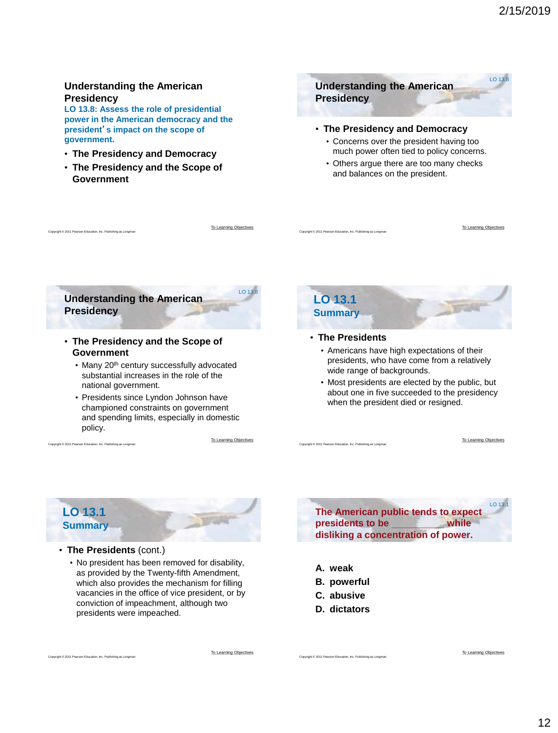## Understanding the American Presidency

**LO 13.8: Assess the role of presidential power in the American democracy and the president's impact on the scope of government.**

- **The Presidency and Democracy**
- **The Presidency and the Scope of Government**

To Learning Objectives

## Understanding the American Presidency

LO 13.8

- **The Presidency and Democracy**
  - Concerns over the president having too much power often tied to policy concerns.
  - Others argue there are too many checks and balances on the president.

To Learning Objectives

## Understanding the American Presidency

LO 13.8

- **The Presidency and the Scope of Government**
  - Many 20th century successfully advocated substantial increases in the role of the national government.
  - Presidents since Lyndon Johnson have championed constraints on government and spending limits, especially in domestic policy.

To Learning Objectives

## LO 13.1 Summary

- **The Presidents**
  - Americans have high expectations of their presidents, who have come from a relatively wide range of backgrounds.
  - Most presidents are elected by the public, but about one in five succeeded to the presidency when the president died or resigned.

To Learning Objectives

## LO 13.1 Summary

- **The Presidents** (cont.)
  - No president has been removed for disability, as provided by the Twenty-fifth Amendment, which also provides the mechanism for filling vacancies in the office of vice president, or by conviction of impeachment, although two presidents were impeached.

To Learning Objectives

LO 13.1

**The American public tends to expect presidents to be __________ while disliking a concentration of power.**

**A. weak**
**B. powerful**
**C. abusive**
**D. dictators**

To Learning Objectives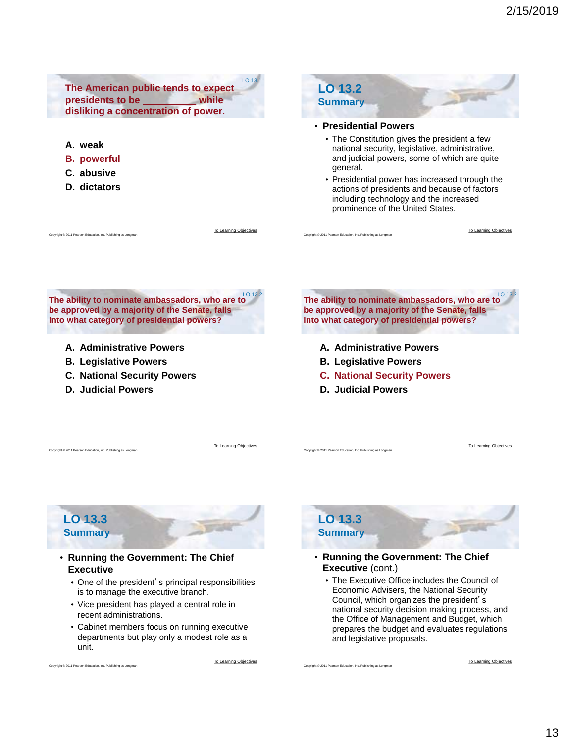LO 13.1

**The American public tends to expect presidents to be __________ while disliking a concentration of power.**

A. weak
B. powerful
C. abusive
D. dictators

To Learning Objectives

## LO 13.2 Summary

- **Presidential Powers**
  - The Constitution gives the president a few national security, legislative, administrative, and judicial powers, some of which are quite general.
  - Presidential power has increased through the actions of presidents and because of factors including technology and the increased prominence of the United States.

To Learning Objectives

LO 13.2

**The ability to nominate ambassadors, who are to be approved by a majority of the Senate, falls into what category of presidential powers?**

A. Administrative Powers
B. Legislative Powers
C. National Security Powers
D. Judicial Powers

To Learning Objectives

LO 13.2

**The ability to nominate ambassadors, who are to be approved by a majority of the Senate, falls into what category of presidential powers?**

A. Administrative Powers
B. Legislative Powers
C. National Security Powers
D. Judicial Powers

To Learning Objectives

## LO 13.3 Summary

- **Running the Government: The Chief Executive**
  - One of the president's principal responsibilities is to manage the executive branch.
  - Vice president has played a central role in recent administrations.
  - Cabinet members focus on running executive departments but play only a modest role as a unit.

To Learning Objectives

## LO 13.3 Summary

- **Running the Government: The Chief Executive** (cont.)
  - The Executive Office includes the Council of Economic Advisers, the National Security Council, which organizes the president's national security decision making process, and the Office of Management and Budget, which prepares the budget and evaluates regulations and legislative proposals.

To Learning Objectives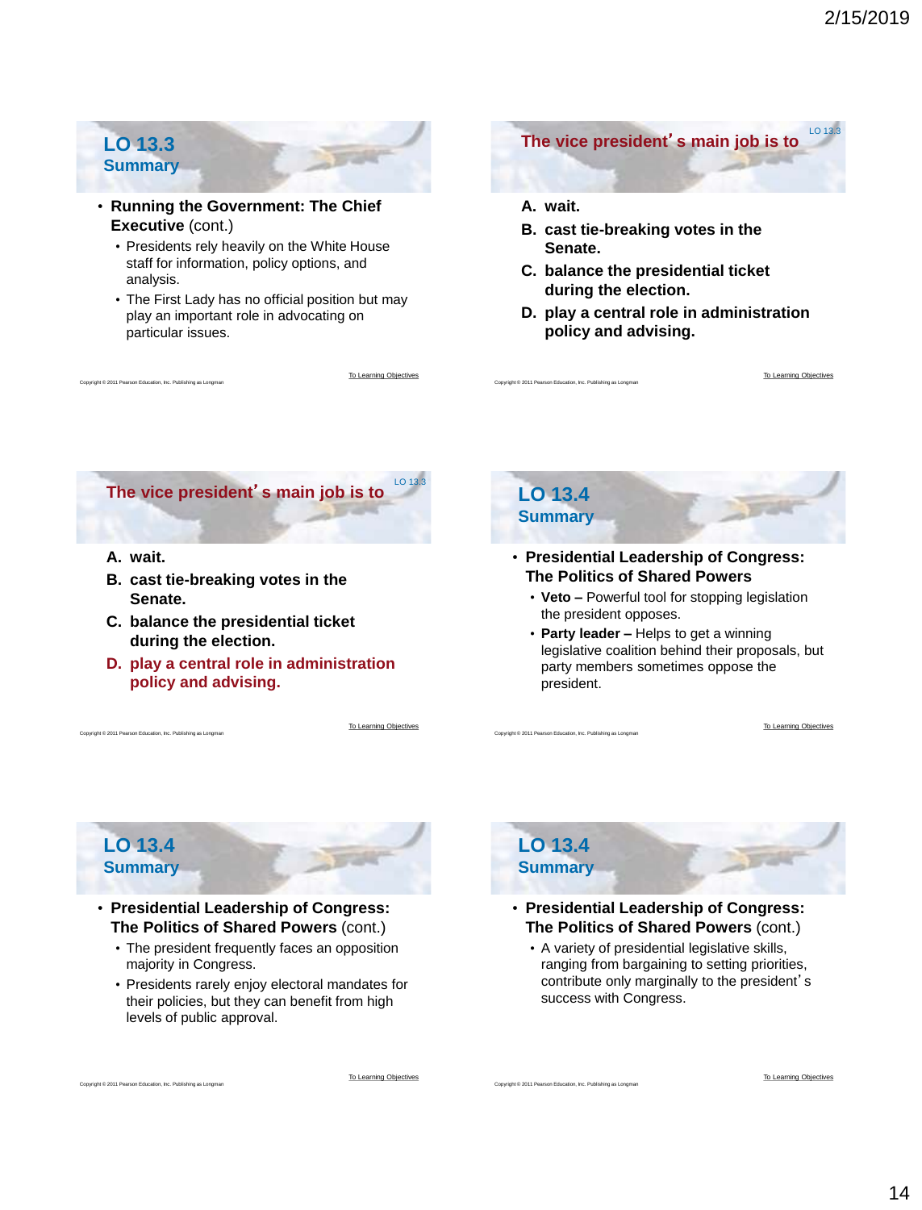## LO 13.3 Summary

- **Running the Government: The Chief Executive** (cont.)
  - Presidents rely heavily on the White House staff for information, policy options, and analysis.
  - The First Lady has no official position but may play an important role in advocating on particular issues.

## The vice president's main job is to

LO 13.3

**A. wait.**

**B. cast tie-breaking votes in the Senate.**

**C. balance the presidential ticket during the election.**

**D. play a central role in administration policy and advising.**

## The vice president's main job is to

LO 13.3

**A. wait.**

**B. cast tie-breaking votes in the Senate.**

**C. balance the presidential ticket during the election.**

**D. play a central role in administration policy and advising.**

## LO 13.4 Summary

- **Presidential Leadership of Congress: The Politics of Shared Powers**
  - **Veto –** Powerful tool for stopping legislation the president opposes.
  - **Party leader –** Helps to get a winning legislative coalition behind their proposals, but party members sometimes oppose the president.

## LO 13.4 Summary

- **Presidential Leadership of Congress: The Politics of Shared Powers** (cont.)
  - The president frequently faces an opposition majority in Congress.
  - Presidents rarely enjoy electoral mandates for their policies, but they can benefit from high levels of public approval.

## LO 13.4 Summary

- **Presidential Leadership of Congress: The Politics of Shared Powers** (cont.)
  - A variety of presidential legislative skills, ranging from bargaining to setting priorities, contribute only marginally to the president's success with Congress.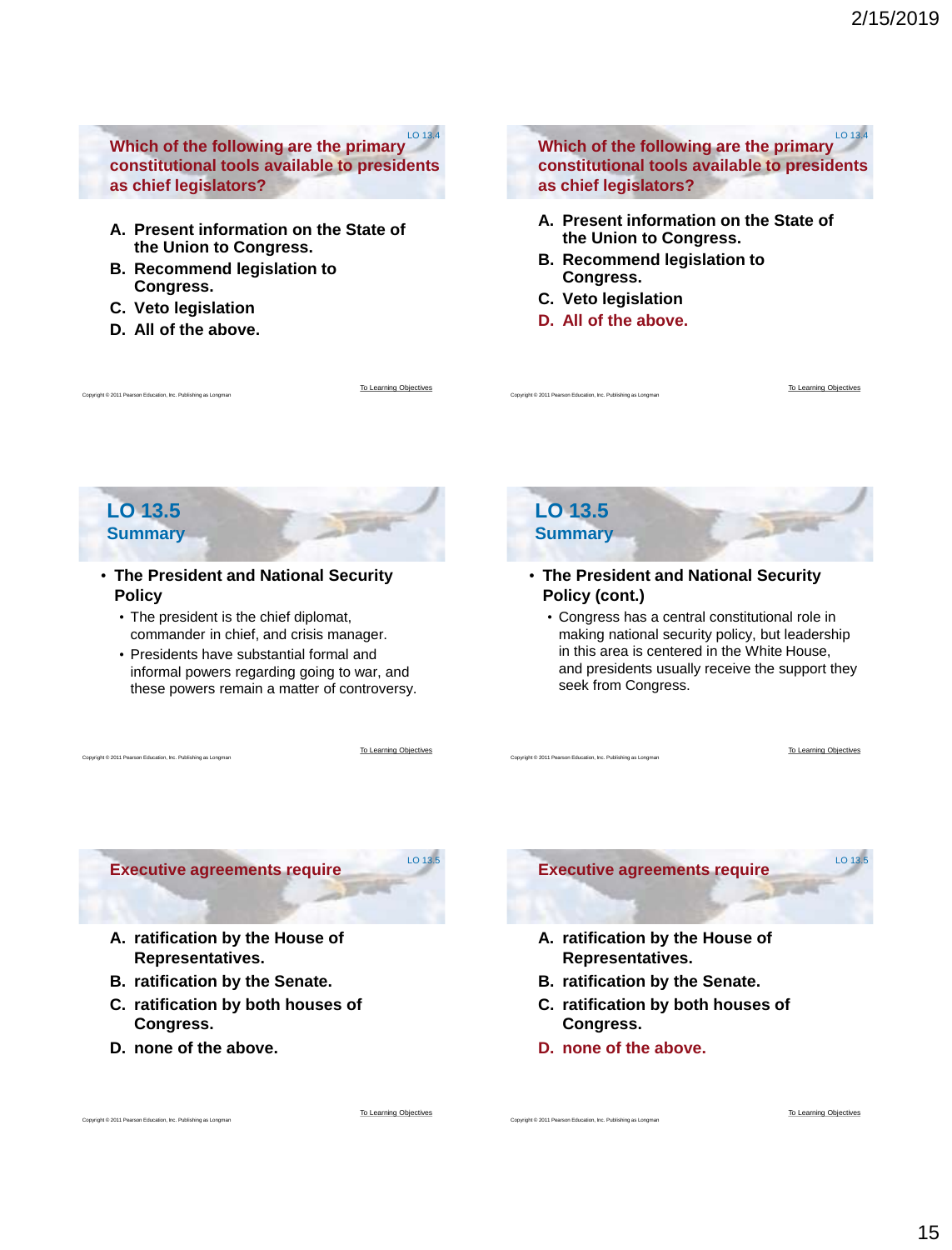## Which of the following are the primary constitutional tools available to presidents as chief legislators?

LO 13.4

A. Present information on the State of the Union to Congress.
B. Recommend legislation to Congress.
C. Veto legislation
D. All of the above.

Copyright © 2011 Pearson Education, Inc. Publishing as Longman

To Learning Objectives

## Which of the following are the primary constitutional tools available to presidents as chief legislators?

LO 13.4

A. Present information on the State of the Union to Congress.
B. Recommend legislation to Congress.
C. Veto legislation
D. All of the above.

Copyright © 2011 Pearson Education, Inc. Publishing as Longman

To Learning Objectives

## LO 13.5 Summary

- **The President and National Security Policy**
  - The president is the chief diplomat, commander in chief, and crisis manager.
  - Presidents have substantial formal and informal powers regarding going to war, and these powers remain a matter of controversy.

Copyright © 2011 Pearson Education, Inc. Publishing as Longman

To Learning Objectives

## LO 13.5 Summary

- **The President and National Security Policy (cont.)**
  - Congress has a central constitutional role in making national security policy, but leadership in this area is centered in the White House, and presidents usually receive the support they seek from Congress.

Copyright © 2011 Pearson Education, Inc. Publishing as Longman

To Learning Objectives

## Executive agreements require

LO 13.5

A. ratification by the House of Representatives.
B. ratification by the Senate.
C. ratification by both houses of Congress.
D. none of the above.

Copyright © 2011 Pearson Education, Inc. Publishing as Longman

To Learning Objectives

## Executive agreements require

LO 13.5

A. ratification by the House of Representatives.
B. ratification by the Senate.
C. ratification by both houses of Congress.
D. none of the above.

Copyright © 2011 Pearson Education, Inc. Publishing as Longman

To Learning Objectives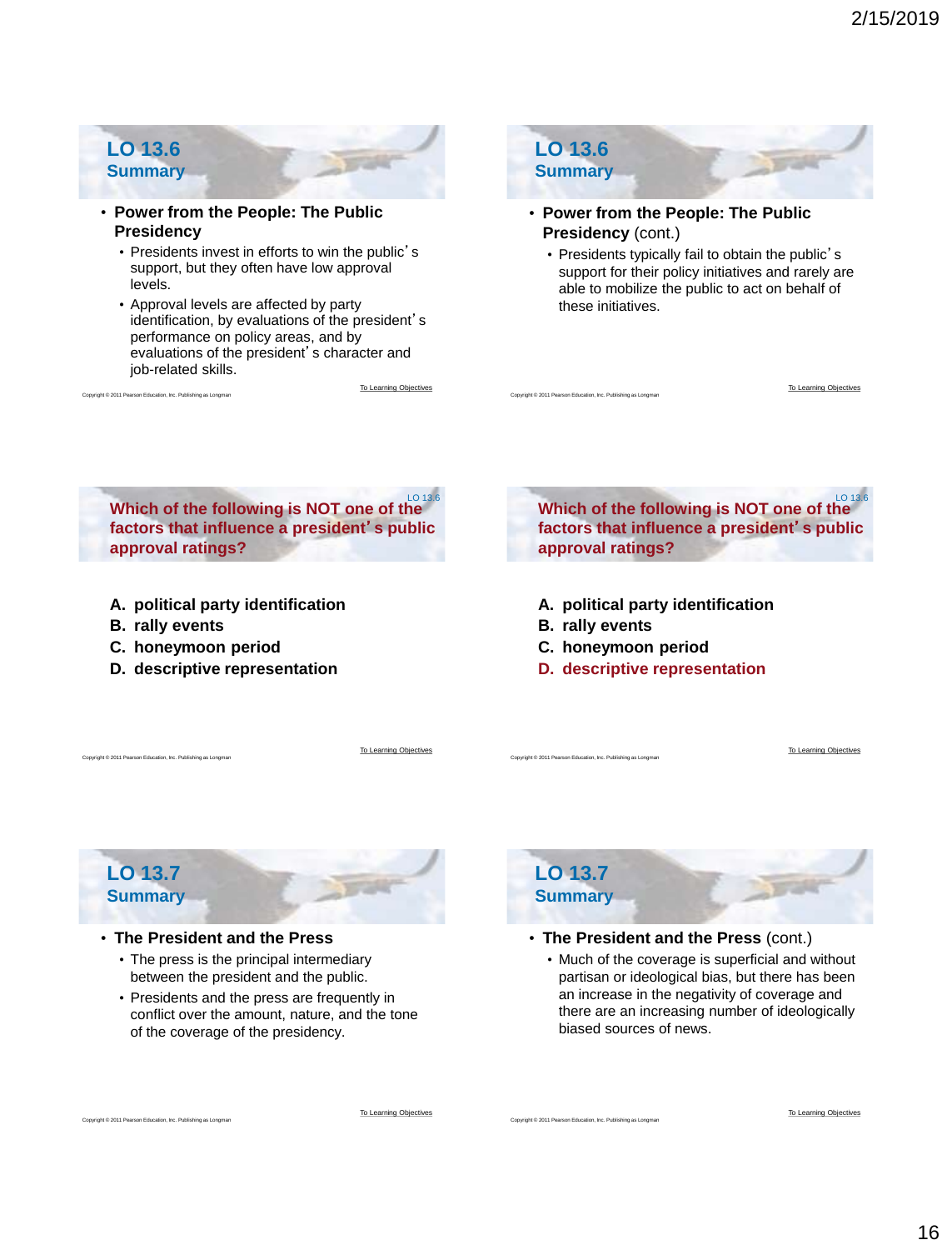## LO 13.6 Summary

- **Power from the People: The Public Presidency**
  - Presidents invest in efforts to win the public's support, but they often have low approval levels.
  - Approval levels are affected by party identification, by evaluations of the president's performance on policy areas, and by evaluations of the president's character and job-related skills.

Copyright © 2011 Pearson Education, Inc. Publishing as Longman

To Learning Objectives

## LO 13.6 Summary

- **Power from the People: The Public Presidency** (cont.)
  - Presidents typically fail to obtain the public's support for their policy initiatives and rarely are able to mobilize the public to act on behalf of these initiatives.

Copyright © 2011 Pearson Education, Inc. Publishing as Longman

To Learning Objectives

## Which of the following is NOT one of the factors that influence a president's public approval ratings?

LO 13.6

A. political party identification
B. rally events
C. honeymoon period
D. descriptive representation

Copyright © 2011 Pearson Education, Inc. Publishing as Longman

To Learning Objectives

## Which of the following is NOT one of the factors that influence a president's public approval ratings?

LO 13.6

A. political party identification
B. rally events
C. honeymoon period
D. descriptive representation

Copyright © 2011 Pearson Education, Inc. Publishing as Longman

To Learning Objectives

## LO 13.7 Summary

- **The President and the Press**
  - The press is the principal intermediary between the president and the public.
  - Presidents and the press are frequently in conflict over the amount, nature, and the tone of the coverage of the presidency.

Copyright © 2011 Pearson Education, Inc. Publishing as Longman

To Learning Objectives

## LO 13.7 Summary

- **The President and the Press** (cont.)
  - Much of the coverage is superficial and without partisan or ideological bias, but there has been an increase in the negativity of coverage and there are an increasing number of ideologically biased sources of news.

Copyright © 2011 Pearson Education, Inc. Publishing as Longman

To Learning Objectives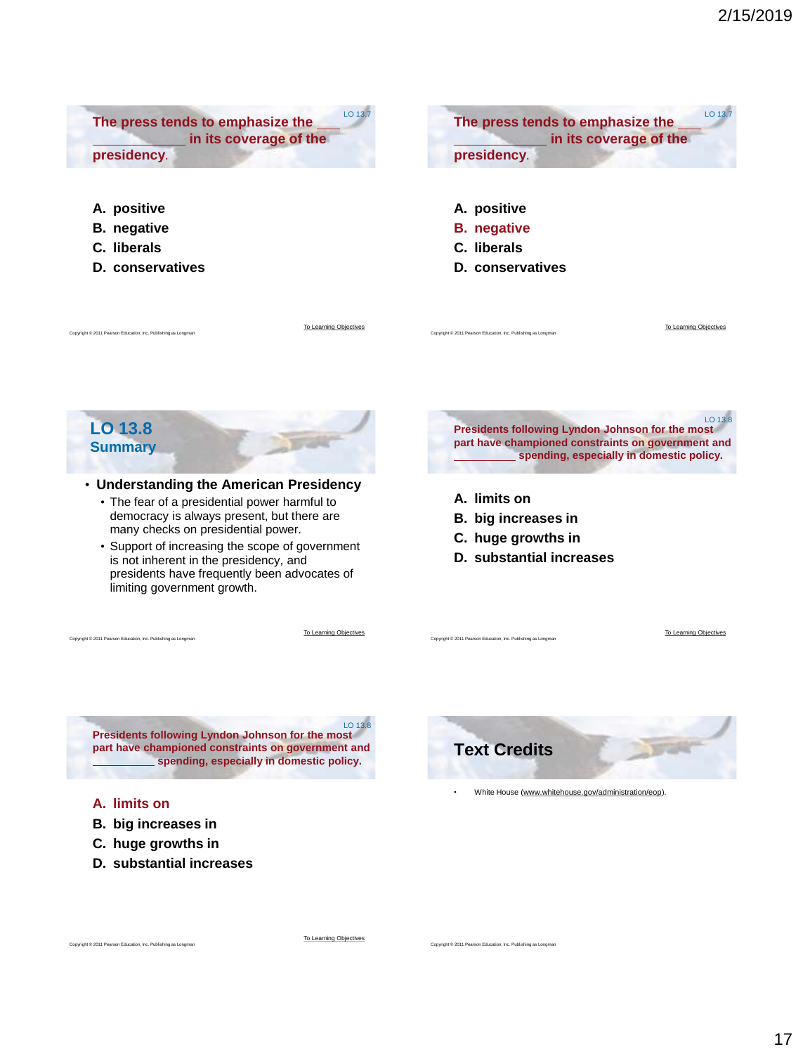## The press tends to emphasize the ______________ in its coverage of the presidency.

LO 13.7

A. positive
B. negative
C. liberals
D. conservatives

Copyright © 2011 Pearson Education, Inc. Publishing as Longman

To Learning Objectives

## The press tends to emphasize the ______________ in its coverage of the presidency.

LO 13.7

A. positive
B. **negative**
C. liberals
D. conservatives

Copyright © 2011 Pearson Education, Inc. Publishing as Longman

To Learning Objectives

## LO 13.8 Summary

- **Understanding the American Presidency**
  - The fear of a presidential power harmful to democracy is always present, but there are many checks on presidential power.
  - Support of increasing the scope of government is not inherent in the presidency, and presidents have frequently been advocates of limiting government growth.

Copyright © 2011 Pearson Education, Inc. Publishing as Longman

To Learning Objectives

## Presidents following Lyndon Johnson for the most part have championed constraints on government and __________ spending, especially in domestic policy.

LO 13.8

A. limits on
B. big increases in
C. huge growths in
D. substantial increases

Copyright © 2011 Pearson Education, Inc. Publishing as Longman

To Learning Objectives

## Presidents following Lyndon Johnson for the most part have championed constraints on government and __________ spending, especially in domestic policy.

LO 13.8

A. **limits on**
B. big increases in
C. huge growths in
D. substantial increases

Copyright © 2011 Pearson Education, Inc. Publishing as Longman

To Learning Objectives

## Text Credits

- White House (www.whitehouse.gov/administration/eop).

Copyright © 2011 Pearson Education, Inc. Publishing as Longman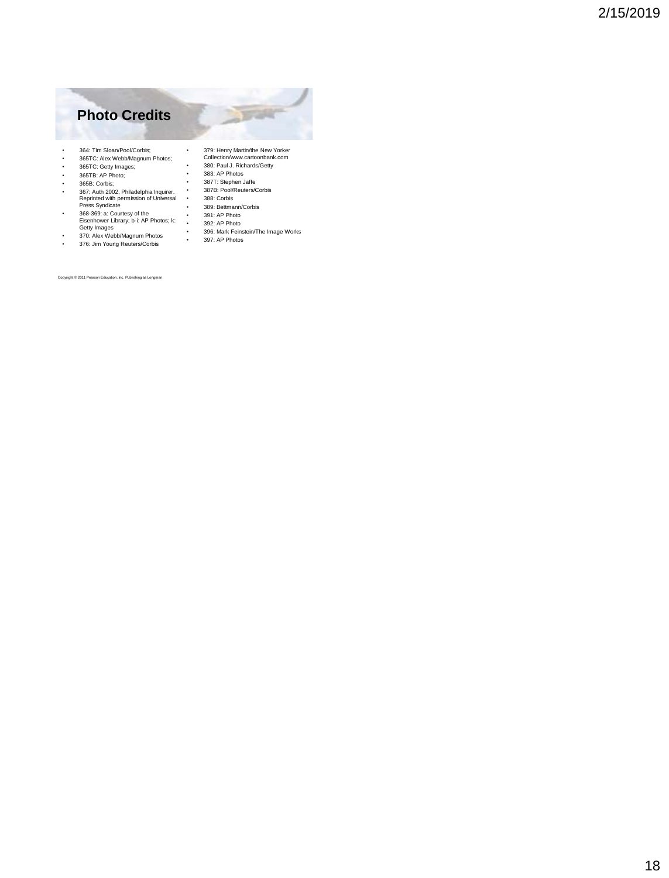# Photo Credits

- 364: Tim Sloan/Pool/Corbis;
- 365TC: Alex Webb/Magnum Photos;
- 365TC: Getty Images;
- 365TB: AP Photo;
- 365B: Corbis;
- 367: Auth 2002, Philadelphia Inquirer. Reprinted with permission of Universal Press Syndicate
- 368-369: a: Courtesy of the Eisenhower Library; b-i: AP Photos; k: Getty Images
- 370: Alex Webb/Magnum Photos
- 376: Jim Young Reuters/Corbis
- 379: Henry Martin/the New Yorker Collection/www.cartoonbank.com
- 380: Paul J. Richards/Getty
- 383: AP Photos
- 387T: Stephen Jaffe
- 387B: Pool/Reuters/Corbis
- 388: Corbis
- 389: Bettmann/Corbis
- 391: AP Photo
- 392: AP Photo
- 396: Mark Feinstein/The Image Works
- 397: AP Photos

Copyright © 2011 Pearson Education, Inc. Publishing as Longman